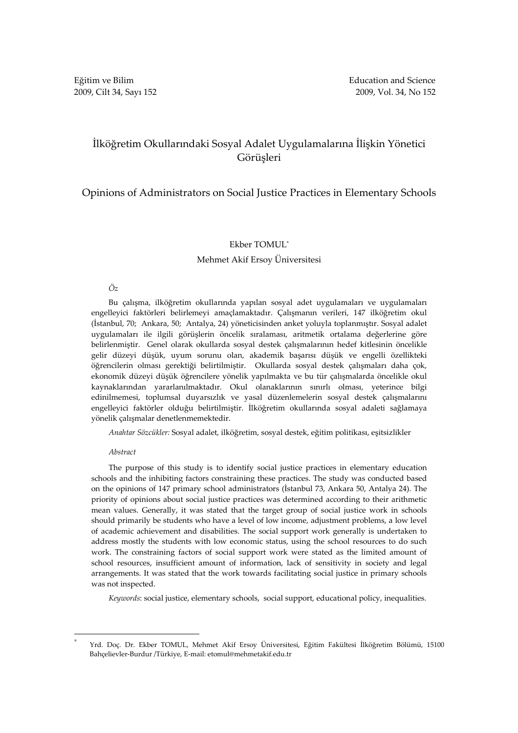Eğitim ve Bilim
2009, Cilt 34, Sayı 152

Education and Science
2009, Vol. 34, No 152

# İlköğretim Okullarındaki Sosyal Adalet Uygulamalarına İlişkin Yönetici Görüşleri

# Opinions of Administrators on Social Justice Practices in Elementary Schools

Ekber TOMUL*

Mehmet Akif Ersoy Üniversitesi

*Öz*

Bu çalışma, ilköğretim okullarında yapılan sosyal adet uygulamaları ve uygulamaları engelleyici faktörleri belirlemeyi amaçlamaktadır. Çalışmanın verileri, 147 ilköğretim okul (İstanbul, 70; Ankara, 50; Antalya, 24) yöneticisinden anket yoluyla toplanmıştır. Sosyal adalet uygulamaları ile ilgili görüşlerin öncelik sıralaması, aritmetik ortalama değerlerine göre belirlenmiştir. Genel olarak okullarda sosyal destek çalışmalarının hedef kitlesinin öncelikle gelir düzeyi düşük, uyum sorunu olan, akademik başarısı düşük ve engelli özellikteki öğrencilerin olması gerektiği belirtilmiştir. Okullarda sosyal destek çalışmaları daha çok, ekonomik düzeyi düşük öğrencilere yönelik yapılmakta ve bu tür çalışmalarda öncelikle okul kaynaklarından yararlanılmaktadır. Okul olanaklarının sınırlı olması, yeterince bilgi edinilmemesi, toplumsal duyarsızlık ve yasal düzenlemelerin sosyal destek çalışmalarını engelleyici faktörler olduğu belirtilmiştir. İlköğretim okullarında sosyal adaleti sağlamaya yönelik çalışmalar denetlenmemektedir.

*Anahtar Sözcükler:* Sosyal adalet, ilköğretim, sosyal destek, eğitim politikası, eşitsizlikler

*Abstract*

The purpose of this study is to identify social justice practices in elementary education schools and the inhibiting factors constraining these practices. The study was conducted based on the opinions of 147 primary school administrators (İstanbul 73, Ankara 50, Antalya 24). The priority of opinions about social justice practices was determined according to their arithmetic mean values. Generally, it was stated that the target group of social justice work in schools should primarily be students who have a level of low income, adjustment problems, a low level of academic achievement and disabilities. The social support work generally is undertaken to address mostly the students with low economic status, using the school resources to do such work. The constraining factors of social support work were stated as the limited amount of school resources, insufficient amount of information, lack of sensitivity in society and legal arrangements. It was stated that the work towards facilitating social justice in primary schools was not inspected.

*Keywords*: social justice, elementary schools, social support, educational policy, inequalities.

---

* Yrd. Doç. Dr. Ekber TOMUL, Mehmet Akif Ersoy Üniversitesi, Eğitim Fakültesi İlköğretim Bölümü, 15100 Bahçelievler-Burdur /Türkiye, E-mail: etomul@mehmetakif.edu.tr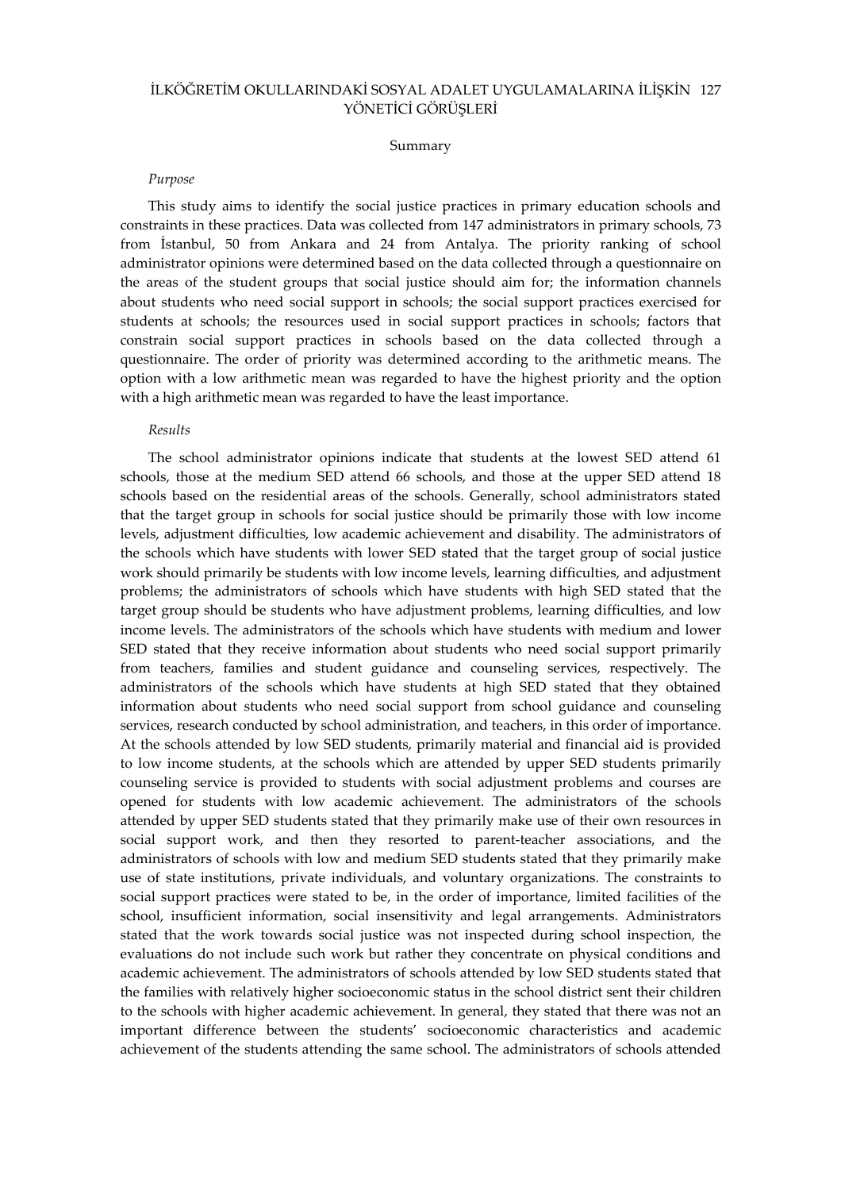## Summary

*Purpose*

This study aims to identify the social justice practices in primary education schools and constraints in these practices. Data was collected from 147 administrators in primary schools, 73 from İstanbul, 50 from Ankara and 24 from Antalya. The priority ranking of school administrator opinions were determined based on the data collected through a questionnaire on the areas of the student groups that social justice should aim for; the information channels about students who need social support in schools; the social support practices exercised for students at schools; the resources used in social support practices in schools; factors that constrain social support practices in schools based on the data collected through a questionnaire. The order of priority was determined according to the arithmetic means. The option with a low arithmetic mean was regarded to have the highest priority and the option with a high arithmetic mean was regarded to have the least importance.

*Results*

The school administrator opinions indicate that students at the lowest SED attend 61 schools, those at the medium SED attend 66 schools, and those at the upper SED attend 18 schools based on the residential areas of the schools. Generally, school administrators stated that the target group in schools for social justice should be primarily those with low income levels, adjustment difficulties, low academic achievement and disability. The administrators of the schools which have students with lower SED stated that the target group of social justice work should primarily be students with low income levels, learning difficulties, and adjustment problems; the administrators of schools which have students with high SED stated that the target group should be students who have adjustment problems, learning difficulties, and low income levels. The administrators of the schools which have students with medium and lower SED stated that they receive information about students who need social support primarily from teachers, families and student guidance and counseling services, respectively. The administrators of the schools which have students at high SED stated that they obtained information about students who need social support from school guidance and counseling services, research conducted by school administration, and teachers, in this order of importance. At the schools attended by low SED students, primarily material and financial aid is provided to low income students, at the schools which are attended by upper SED students primarily counseling service is provided to students with social adjustment problems and courses are opened for students with low academic achievement. The administrators of the schools attended by upper SED students stated that they primarily make use of their own resources in social support work, and then they resorted to parent-teacher associations, and the administrators of schools with low and medium SED students stated that they primarily make use of state institutions, private individuals, and voluntary organizations. The constraints to social support practices were stated to be, in the order of importance, limited facilities of the school, insufficient information, social insensitivity and legal arrangements. Administrators stated that the work towards social justice was not inspected during school inspection, the evaluations do not include such work but rather they concentrate on physical conditions and academic achievement. The administrators of schools attended by low SED students stated that the families with relatively higher socioeconomic status in the school district sent their children to the schools with higher academic achievement. In general, they stated that there was not an important difference between the students' socioeconomic characteristics and academic achievement of the students attending the same school. The administrators of schools attended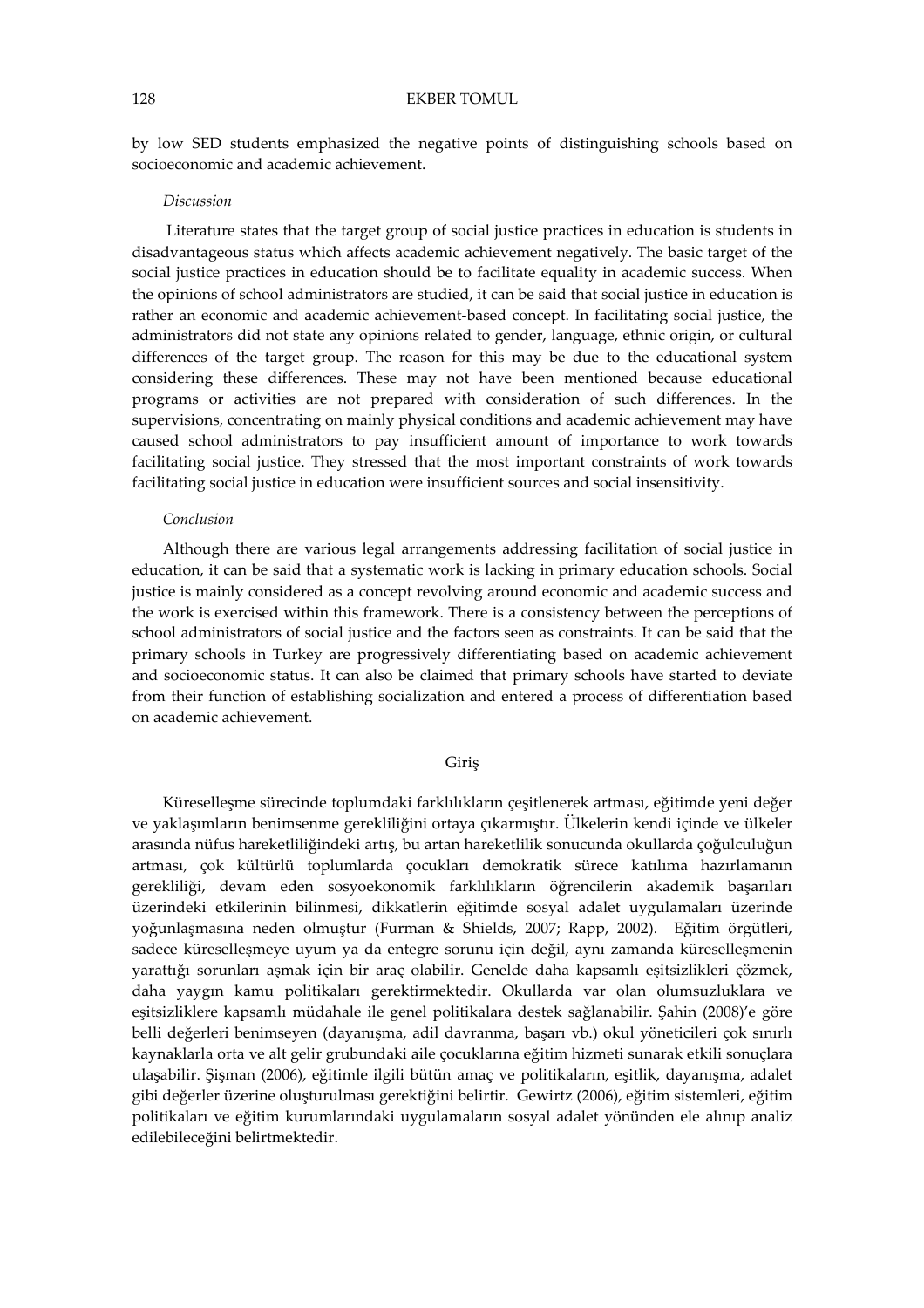by low SED students emphasized the negative points of distinguishing schools based on socioeconomic and academic achievement.

*Discussion*

Literature states that the target group of social justice practices in education is students in disadvantageous status which affects academic achievement negatively. The basic target of the social justice practices in education should be to facilitate equality in academic success. When the opinions of school administrators are studied, it can be said that social justice in education is rather an economic and academic achievement-based concept. In facilitating social justice, the administrators did not state any opinions related to gender, language, ethnic origin, or cultural differences of the target group. The reason for this may be due to the educational system considering these differences. These may not have been mentioned because educational programs or activities are not prepared with consideration of such differences. In the supervisions, concentrating on mainly physical conditions and academic achievement may have caused school administrators to pay insufficient amount of importance to work towards facilitating social justice. They stressed that the most important constraints of work towards facilitating social justice in education were insufficient sources and social insensitivity.

*Conclusion*

Although there are various legal arrangements addressing facilitation of social justice in education, it can be said that a systematic work is lacking in primary education schools. Social justice is mainly considered as a concept revolving around economic and academic success and the work is exercised within this framework. There is a consistency between the perceptions of school administrators of social justice and the factors seen as constraints. It can be said that the primary schools in Turkey are progressively differentiating based on academic achievement and socioeconomic status. It can also be claimed that primary schools have started to deviate from their function of establishing socialization and entered a process of differentiation based on academic achievement.

## Giriş

Küreselleşme sürecinde toplumdaki farklılıkların çeşitlenerek artması, eğitimde yeni değer ve yaklaşımların benimsenme gerekliliğini ortaya çıkarmıştır. Ülkelerin kendi içinde ve ülkeler arasında nüfus hareketliliğindeki artış, bu artan hareketlilik sonucunda okullarda çoğulculuğun artması, çok kültürlü toplumlarda çocukları demokratik sürece katılıma hazırlamanın gerekliliği, devam eden sosyoekonomik farklılıkların öğrencilerin akademik başarıları üzerindeki etkilerinin bilinmesi, dikkatlerin eğitimde sosyal adalet uygulamaları üzerinde yoğunlaşmasına neden olmuştur (Furman & Shields, 2007; Rapp, 2002). Eğitim örgütleri, sadece küreselleşmeye uyum ya da entegre sorunu için değil, aynı zamanda küreselleşmenin yarattığı sorunları aşmak için bir araç olabilir. Genelde daha kapsamlı eşitsizlikleri çözmek, daha yaygın kamu politikaları gerektirmektedir. Okullarda var olan olumsuzluklara ve eşitsizliklere kapsamlı müdahale ile genel politikalara destek sağlanabilir. Şahin (2008)'e göre belli değerleri benimseyen (dayanışma, adil davranma, başarı vb.) okul yöneticileri çok sınırlı kaynaklarla orta ve alt gelir grubundaki aile çocuklarına eğitim hizmeti sunarak etkili sonuçlara ulaşabilir. Şişman (2006), eğitimle ilgili bütün amaç ve politikaların, eşitlik, dayanışma, adalet gibi değerler üzerine oluşturulması gerektiğini belirtir. Gewirtz (2006), eğitim sistemleri, eğitim politikaları ve eğitim kurumlarındaki uygulamaların sosyal adalet yönünden ele alınıp analiz edilebileceğini belirtmektedir.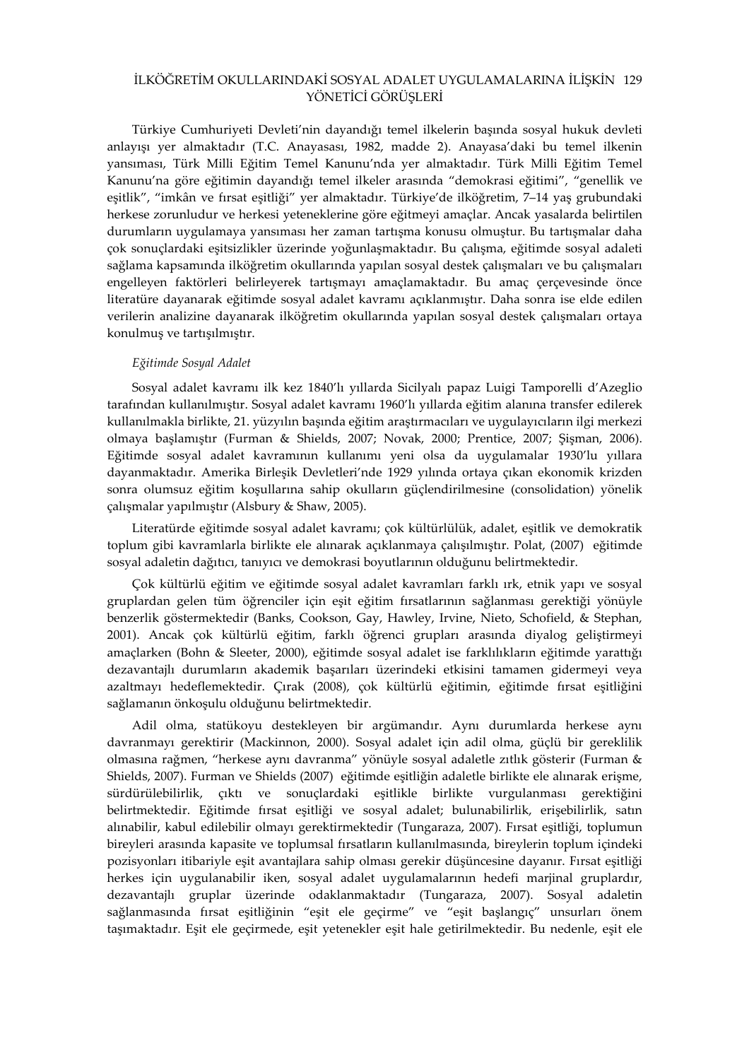Türkiye Cumhuriyeti Devleti'nin dayandığı temel ilkelerin başında sosyal hukuk devleti anlayışı yer almaktadır (T.C. Anayasası, 1982, madde 2). Anayasa'daki bu temel ilkenin yansıması, Türk Milli Eğitim Temel Kanunu'nda yer almaktadır. Türk Milli Eğitim Temel Kanunu'na göre eğitimin dayandığı temel ilkeler arasında "demokrasi eğitimi", "genellik ve eşitlik", "imkân ve fırsat eşitliği" yer almaktadır. Türkiye'de ilköğretim, 7–14 yaş grubundaki herkese zorunludur ve herkesi yeteneklerine göre eğitmeyi amaçlar. Ancak yasalarda belirtilen durumların uygulamaya yansıması her zaman tartışma konusu olmuştur. Bu tartışmalar daha çok sonuçlardaki eşitsizlikler üzerinde yoğunlaşmaktadır. Bu çalışma, eğitimde sosyal adaleti sağlama kapsamında ilköğretim okullarında yapılan sosyal destek çalışmaları ve bu çalışmaları engelleyen faktörleri belirleyerek tartışmayı amaçlamaktadır. Bu amaç çerçevesinde önce literatüre dayanarak eğitimde sosyal adalet kavramı açıklanmıştır. Daha sonra ise elde edilen verilerin analizine dayanarak ilköğretim okullarında yapılan sosyal destek çalışmaları ortaya konulmuş ve tartışılmıştır.

*Eğitimde Sosyal Adalet*

Sosyal adalet kavramı ilk kez 1840'lı yıllarda Sicilyalı papaz Luigi Tamporelli d'Azeglio tarafından kullanılmıştır. Sosyal adalet kavramı 1960'lı yıllarda eğitim alanına transfer edilerek kullanılmakla birlikte, 21. yüzyılın başında eğitim araştırmacıları ve uygulayıcıların ilgi merkezi olmaya başlamıştır (Furman & Shields, 2007; Novak, 2000; Prentice, 2007; Şişman, 2006). Eğitimde sosyal adalet kavramının kullanımı yeni olsa da uygulamalar 1930'lu yıllara dayanmaktadır. Amerika Birleşik Devletleri'nde 1929 yılında ortaya çıkan ekonomik krizden sonra olumsuz eğitim koşullarına sahip okulların güçlendirilmesine (consolidation) yönelik çalışmalar yapılmıştır (Alsbury & Shaw, 2005).

Literatürde eğitimde sosyal adalet kavramı; çok kültürlülük, adalet, eşitlik ve demokratik toplum gibi kavramlarla birlikte ele alınarak açıklanmaya çalışılmıştır. Polat, (2007) eğitimde sosyal adaletin dağıtıcı, tanıyıcı ve demokrasi boyutlarının olduğunu belirtmektedir.

Çok kültürlü eğitim ve eğitimde sosyal adalet kavramları farklı ırk, etnik yapı ve sosyal gruplardan gelen tüm öğrenciler için eşit eğitim fırsatlarının sağlanması gerektiği yönüyle benzerlik göstermektedir (Banks, Cookson, Gay, Hawley, Irvine, Nieto, Schofield, & Stephan, 2001). Ancak çok kültürlü eğitim, farklı öğrenci grupları arasında diyalog geliştirmeyi amaçlarken (Bohn & Sleeter, 2000), eğitimde sosyal adalet ise farklılıkların eğitimde yarattığı dezavantajlı durumların akademik başarıları üzerindeki etkisini tamamen gidermeyi veya azaltmayı hedeflemektedir. Çırak (2008), çok kültürlü eğitimin, eğitimde fırsat eşitliğini sağlamanın önkoşulu olduğunu belirtmektedir.

Adil olma, statükoyu destekleyen bir argümandır. Aynı durumlarda herkese aynı davranmayı gerektirir (Mackinnon, 2000). Sosyal adalet için adil olma, güçlü bir gereklilik olmasına rağmen, "herkese aynı davranma" yönüyle sosyal adaletle zıtlık gösterir (Furman & Shields, 2007). Furman ve Shields (2007) eğitimde eşitliğin adaletle birlikte ele alınarak erişme, sürdürülebilirlik, çıktı ve sonuçlardaki eşitlikle birlikte vurgulanması gerektiğini belirtmektedir. Eğitimde fırsat eşitliği ve sosyal adalet; bulunabilirlik, erişebilirlik, satın alınabilir, kabul edilebilir olmayı gerektirmektedir (Tungaraza, 2007). Fırsat eşitliği, toplumun bireyleri arasında kapasite ve toplumsal fırsatların kullanılmasında, bireylerin toplum içindeki pozisyonları itibariyle eşit avantajlara sahip olması gerekir düşüncesine dayanır. Fırsat eşitliği herkes için uygulanabilir iken, sosyal adalet uygulamalarının hedefi marjinal gruplardır, dezavantajlı gruplar üzerinde odaklanmaktadır (Tungaraza, 2007). Sosyal adaletin sağlanmasında fırsat eşitliğinin "eşit ele geçirme" ve "eşit başlangıç" unsurları önem taşımaktadır. Eşit ele geçirmede, eşit yetenekler eşit hale getirilmektedir. Bu nedenle, eşit ele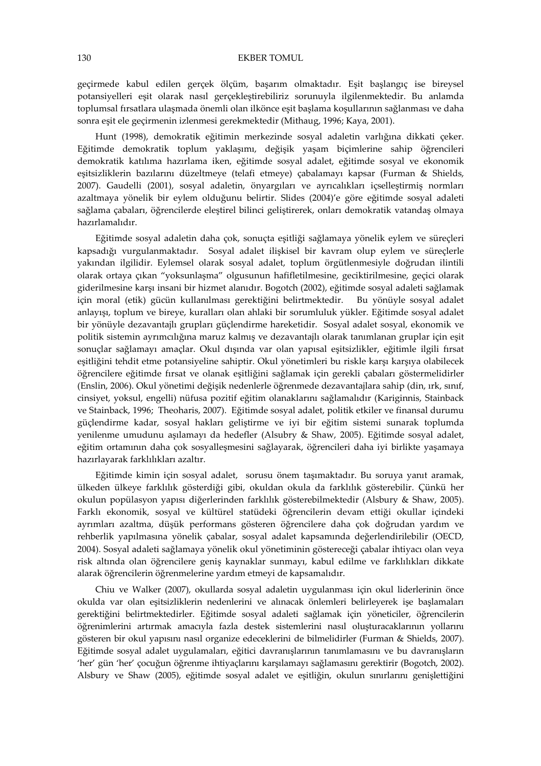geçirmede kabul edilen gerçek ölçüm, başarım olmaktadır. Eşit başlangıç ise bireysel potansiyelleri eşit olarak nasıl gerçekleştirebiliriz sorunuyla ilgilenmektedir. Bu anlamda toplumsal fırsatlara ulaşmada önemli olan ilkönce eşit başlama koşullarının sağlanması ve daha sonra eşit ele geçirmenin izlenmesi gerekmektedir (Mithaug, 1996; Kaya, 2001).

Hunt (1998), demokratik eğitimin merkezinde sosyal adaletin varlığına dikkati çeker. Eğitimde demokratik toplum yaklaşımı, değişik yaşam biçimlerine sahip öğrencileri demokratik katılıma hazırlama iken, eğitimde sosyal adalet, eğitimde sosyal ve ekonomik eşitsizliklerin bazılarını düzeltmeye (telafi etmeye) çabalamayı kapsar (Furman & Shields, 2007). Gaudelli (2001), sosyal adaletin, önyargıları ve ayrıcalıkları içselleştirmiş normları azaltmaya yönelik bir eylem olduğunu belirtir. Slides (2004)'e göre eğitimde sosyal adaleti sağlama çabaları, öğrencilerde eleştirel bilinci geliştirerek, onları demokratik vatandaş olmaya hazırlamalıdır.

Eğitimde sosyal adaletin daha çok, sonuçta eşitliği sağlamaya yönelik eylem ve süreçleri kapsadığı vurgulanmaktadır. Sosyal adalet ilişkisel bir kavram olup eylem ve süreçlerle yakından ilgilidir. Eylemsel olarak sosyal adalet, toplum örgütlenmesiyle doğrudan ilintili olarak ortaya çıkan "yoksunlaşma" olgusunun hafifletilmesine, geciktirilmesine, geçici olarak giderilmesine karşı insani bir hizmet alanıdır. Bogotch (2002), eğitimde sosyal adaleti sağlamak için moral (etik) gücün kullanılması gerektiğini belirtmektedir. Bu yönüyle sosyal adalet anlayışı, toplum ve bireye, kuralları olan ahlaki bir sorumluluk yükler. Eğitimde sosyal adalet bir yönüyle dezavantajlı grupları güçlendirme hareketidir. Sosyal adalet sosyal, ekonomik ve politik sistemin ayrımcılığına maruz kalmış ve dezavantajlı olarak tanımlanan gruplar için eşit sonuçlar sağlamayı amaçlar. Okul dışında var olan yapısal eşitsizlikler, eğitimle ilgili fırsat eşitliğini tehdit etme potansiyeline sahiptir. Okul yönetimleri bu riskle karşı karşıya olabilecek öğrencilere eğitimde fırsat ve olanak eşitliğini sağlamak için gerekli çabaları göstermelidirler (Enslin, 2006). Okul yönetimi değişik nedenlerle öğrenmede dezavantajlara sahip (din, ırk, sınıf, cinsiyet, yoksul, engelli) nüfusa pozitif eğitim olanaklarını sağlamalıdır (Kariginnis, Stainback ve Stainback, 1996; Theoharis, 2007). Eğitimde sosyal adalet, politik etkiler ve finansal durumu güçlendirme kadar, sosyal hakları geliştirme ve iyi bir eğitim sistemi sunarak toplumda yenilenme umudunu aşılamayı da hedefler (Alsubry & Shaw, 2005). Eğitimde sosyal adalet, eğitim ortamının daha çok sosyalleşmesini sağlayarak, öğrencileri daha iyi birlikte yaşamaya hazırlayarak farklılıkları azaltır.

Eğitimde kimin için sosyal adalet, sorusu önem taşımaktadır. Bu soruya yanıt aramak, ülkeden ülkeye farklılık gösterdiği gibi, okuldan okula da farklılık gösterebilir. Çünkü her okulun popülasyon yapısı diğerlerinden farklılık gösterebilmektedir (Alsbury & Shaw, 2005). Farklı ekonomik, sosyal ve kültürel statüdeki öğrencilerin devam ettiği okullar içindeki ayrımları azaltma, düşük performans gösteren öğrencilere daha çok doğrudan yardım ve rehberlik yapılmasına yönelik çabalar, sosyal adalet kapsamında değerlendirilebilir (OECD, 2004). Sosyal adaleti sağlamaya yönelik okul yönetiminin göstereceği çabalar ihtiyacı olan veya risk altında olan öğrencilere geniş kaynaklar sunmayı, kabul edilme ve farklılıkları dikkate alarak öğrencilerin öğrenmelerine yardım etmeyi de kapsamalıdır.

Chiu ve Walker (2007), okullarda sosyal adaletin uygulanması için okul liderlerinin önce okulda var olan eşitsizliklerin nedenlerini ve alınacak önlemleri belirleyerek işe başlamaları gerektiğini belirtmektedirler. Eğitimde sosyal adaleti sağlamak için yöneticiler, öğrencilerin öğrenimlerini artırmak amacıyla fazla destek sistemlerini nasıl oluşturacaklarının yollarını gösteren bir okul yapısını nasıl organize edeceklerini de bilmelidirler (Furman & Shields, 2007). Eğitimde sosyal adalet uygulamaları, eğitici davranışlarının tanımlamasını ve bu davranışların 'her' gün 'her' çocuğun öğrenme ihtiyaçlarını karşılamayı sağlamasını gerektirir (Bogotch, 2002). Alsbury ve Shaw (2005), eğitimde sosyal adalet ve eşitliğin, okulun sınırlarını genişlettiğini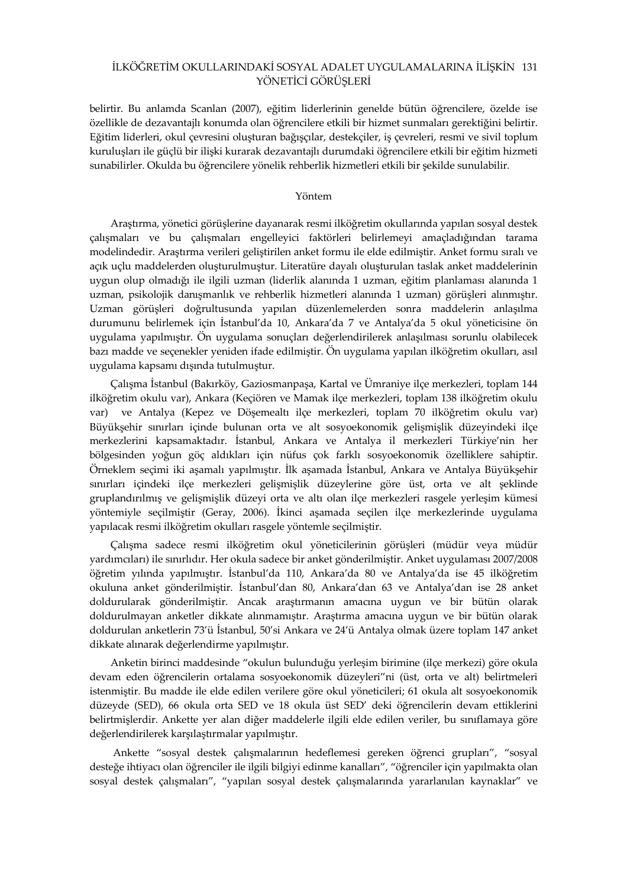belirtir. Bu anlamda Scanlan (2007), eğitim liderlerinin genelde bütün öğrencilere, özelde ise özellikle de dezavantajlı konumda olan öğrencilere etkili bir hizmet sunmaları gerektiğini belirtir. Eğitim liderleri, okul çevresini oluşturan bağışçılar, destekçiler, iş çevreleri, resmi ve sivil toplum kuruluşları ile güçlü bir ilişki kurarak dezavantajlı durumdaki öğrencilere etkili bir eğitim hizmeti sunabilirler. Okulda bu öğrencilere yönelik rehberlik hizmetleri etkili bir şekilde sunulabilir.

## Yöntem

Araştırma, yönetici görüşlerine dayanarak resmi ilköğretim okullarında yapılan sosyal destek çalışmaları ve bu çalışmaları engelleyici faktörleri belirlemeyi amaçladığından tarama modelindedir. Araştırma verileri geliştirilen anket formu ile elde edilmiştir. Anket formu sıralı ve açık uçlu maddelerden oluşturulmuştur. Literatüre dayalı oluşturulan taslak anket maddelerinin uygun olup olmadığı ile ilgili uzman (liderlik alanında 1 uzman, eğitim planlaması alanında 1 uzman, psikolojik danışmanlık ve rehberlik hizmetleri alanında 1 uzman) görüşleri alınmıştır. Uzman görüşleri doğrultusunda yapılan düzenlemelerden sonra maddelerin anlaşılma durumunu belirlemek için İstanbul'da 10, Ankara'da 7 ve Antalya'da 5 okul yöneticisine ön uygulama yapılmıştır. Ön uygulama sonuçları değerlendirilerek anlaşılması sorunlu olabilecek bazı madde ve seçenekler yeniden ifade edilmiştir. Ön uygulama yapılan ilköğretim okulları, asıl uygulama kapsamı dışında tutulmuştur.

Çalışma İstanbul (Bakırköy, Gaziosmanpaşa, Kartal ve Ümraniye ilçe merkezleri, toplam 144 ilköğretim okulu var), Ankara (Keçiören ve Mamak ilçe merkezleri, toplam 138 ilköğretim okulu var) ve Antalya (Kepez ve Döşemealtı ilçe merkezleri, toplam 70 ilköğretim okulu var) Büyükşehir sınırları içinde bulunan orta ve alt sosyoekonomik gelişmişlik düzeyindeki ilçe merkezlerini kapsamaktadır. İstanbul, Ankara ve Antalya il merkezleri Türkiye'nin her bölgesinden yoğun göç aldıkları için nüfus çok farklı sosyoekonomik özelliklere sahiptir. Örneklem seçimi iki aşamalı yapılmıştır. İlk aşamada İstanbul, Ankara ve Antalya Büyükşehir sınırları içindeki ilçe merkezleri gelişmişlik düzeylerine göre üst, orta ve alt şeklinde gruplandırılmış ve gelişmişlik düzeyi orta ve altı olan ilçe merkezleri rasgele yerleşim kümesi yöntemiyle seçilmiştir (Geray, 2006). İkinci aşamada seçilen ilçe merkezlerinde uygulama yapılacak resmi ilköğretim okulları rasgele yöntemle seçilmiştir.

Çalışma sadece resmi ilköğretim okul yöneticilerinin görüşleri (müdür veya müdür yardımcıları) ile sınırlıdır. Her okula sadece bir anket gönderilmiştir. Anket uygulaması 2007/2008 öğretim yılında yapılmıştır. İstanbul'da 110, Ankara'da 80 ve Antalya'da ise 45 ilköğretim okuluna anket gönderilmiştir. İstanbul'dan 80, Ankara'dan 63 ve Antalya'dan ise 28 anket doldurularak gönderilmiştir. Ancak araştırmanın amacına uygun ve bir bütün olarak doldurulmayan anketler dikkate alınmamıştır. Araştırma amacına uygun ve bir bütün olarak doldurulan anketlerin 73'ü İstanbul, 50'si Ankara ve 24'ü Antalya olmak üzere toplam 147 anket dikkate alınarak değerlendirme yapılmıştır.

Anketin birinci maddesinde "okulun bulunduğu yerleşim birimine (ilçe merkezi) göre okula devam eden öğrencilerin ortalama sosyoekonomik düzeyleri"ni (üst, orta ve alt) belirtmeleri istenmiştir. Bu madde ile elde edilen verilere göre okul yöneticileri; 61 okula alt sosyoekonomik düzeyde (SED), 66 okula orta SED ve 18 okula üst SED' deki öğrencilerin devam ettiklerini belirtmişlerdir. Ankette yer alan diğer maddelerle ilgili elde edilen veriler, bu sınıflamaya göre değerlendirilerek karşılaştırmalar yapılmıştır.

Ankette "sosyal destek çalışmalarının hedeflemesi gereken öğrenci grupları", "sosyal desteğe ihtiyacı olan öğrenciler ile ilgili bilgiyi edinme kanalları", "öğrenciler için yapılmakta olan sosyal destek çalışmaları", "yapılan sosyal destek çalışmalarında yararlanılan kaynaklar" ve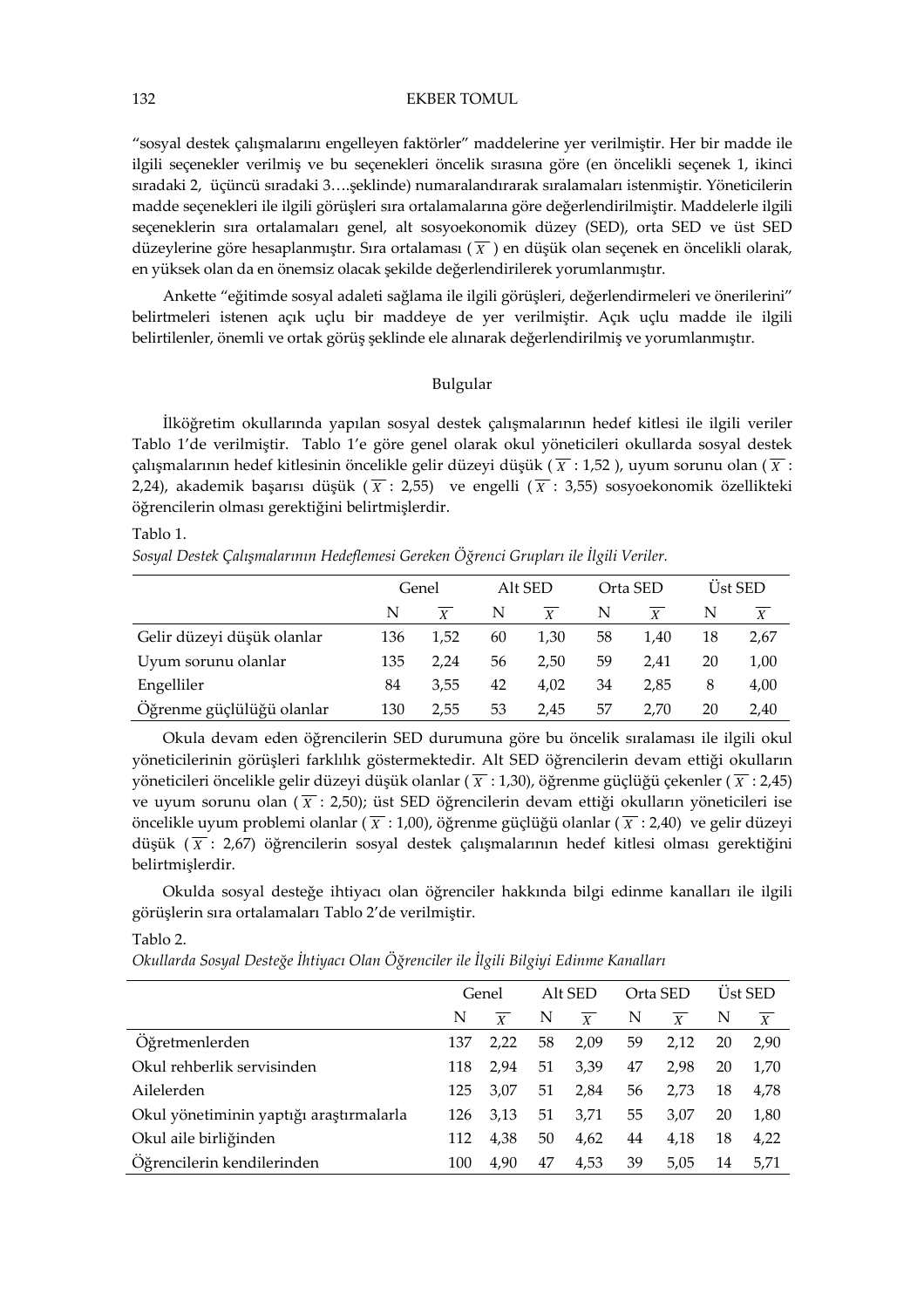"sosyal destek çalışmalarını engelleyen faktörler" maddelerine yer verilmiştir. Her bir madde ile ilgili seçenekler verilmiş ve bu seçenekleri öncelik sırasına göre (en öncelikli seçenek 1, ikinci sıradaki 2, üçüncü sıradaki 3….şeklinde) numaralandırarak sıralamaları istenmiştir. Yöneticilerin madde seçenekleri ile ilgili görüşleri sıra ortalamalarına göre değerlendirilmiştir. Maddelerle ilgili seçeneklerin sıra ortalamaları genel, alt sosyoekonomik düzey (SED), orta SED ve üst SED düzeylerine göre hesaplanmıştır. Sıra ortalaması ( $\overline{X}$ ) en düşük olan seçenek en öncelikli olarak, en yüksek olan da en önemsiz olacak şekilde değerlendirilerek yorumlanmıştır.

Ankette "eğitimde sosyal adaleti sağlama ile ilgili görüşleri, değerlendirmeleri ve önerilerini" belirtmeleri istenen açık uçlu bir maddeye de yer verilmiştir. Açık uçlu madde ile ilgili belirtilenler, önemli ve ortak görüş şeklinde ele alınarak değerlendirilmiş ve yorumlanmıştır.

## Bulgular

İlköğretim okullarında yapılan sosyal destek çalışmalarının hedef kitlesi ile ilgili veriler Tablo 1'de verilmiştir. Tablo 1'e göre genel olarak okul yöneticileri okullarda sosyal destek çalışmalarının hedef kitlesinin öncelikle gelir düzeyi düşük ( $\overline{X}$ : 1,52 ), uyum sorunu olan ( $\overline{X}$ : 2,24), akademik başarısı düşük ( $\overline{X}$ : 2,55) ve engelli ( $\overline{X}$ : 3,55) sosyoekonomik özellikteki öğrencilerin olması gerektiğini belirtmişlerdir.

Tablo 1.

*Sosyal Destek Çalışmalarının Hedeflemesi Gereken Öğrenci Grupları ile İlgili Veriler.*

| | Genel | | Alt SED | | Orta SED | | Üst SED | |
|---|---|---|---|---|---|---|---|---|
| | N | $\overline{X}$ | N | $\overline{X}$ | N | $\overline{X}$ | N | $\overline{X}$ |
| Gelir düzeyi düşük olanlar | 136 | 1,52 | 60 | 1,30 | 58 | 1,40 | 18 | 2,67 |
| Uyum sorunu olanlar | 135 | 2,24 | 56 | 2,50 | 59 | 2,41 | 20 | 1,00 |
| Engelliler | 84 | 3,55 | 42 | 4,02 | 34 | 2,85 | 8 | 4,00 |
| Öğrenme güçlülüğü olanlar | 130 | 2,55 | 53 | 2,45 | 57 | 2,70 | 20 | 2,40 |

Okula devam eden öğrencilerin SED durumuna göre bu öncelik sıralaması ile ilgili okul yöneticilerinin görüşleri farklılık göstermektedir. Alt SED öğrencilerin devam ettiği okulların yöneticileri öncelikle gelir düzeyi düşük olanlar ( $\overline{X}$ : 1,30), öğrenme güçlüğü çekenler ( $\overline{X}$ : 2,45) ve uyum sorunu olan ( $\overline{X}$ : 2,50); üst SED öğrencilerin devam ettiği okulların yöneticileri ise öncelikle uyum problemi olanlar ( $\overline{X}$ : 1,00), öğrenme güçlüğü olanlar ( $\overline{X}$ : 2,40) ve gelir düzeyi düşük ( $\overline{X}$ : 2,67) öğrencilerin sosyal destek çalışmalarının hedef kitlesi olması gerektiğini belirtmişlerdir.

Okulda sosyal desteğe ihtiyacı olan öğrenciler hakkında bilgi edinme kanalları ile ilgili görüşlerin sıra ortalamaları Tablo 2'de verilmiştir.

Tablo 2.

*Okullarda Sosyal Desteğe İhtiyacı Olan Öğrenciler ile İlgili Bilgiyi Edinme Kanalları*

| | Genel | | Alt SED | | Orta SED | | Üst SED | |
|---|---|---|---|---|---|---|---|---|
| | N | $\overline{X}$ | N | $\overline{X}$ | N | $\overline{X}$ | N | $\overline{X}$ |
| Öğretmenlerden | 137 | 2,22 | 58 | 2,09 | 59 | 2,12 | 20 | 2,90 |
| Okul rehberlik servisinden | 118 | 2,94 | 51 | 3,39 | 47 | 2,98 | 20 | 1,70 |
| Ailelerden | 125 | 3,07 | 51 | 2,84 | 56 | 2,73 | 18 | 4,78 |
| Okul yönetiminin yaptığı araştırmalarla | 126 | 3,13 | 51 | 3,71 | 55 | 3,07 | 20 | 1,80 |
| Okul aile birliğinden | 112 | 4,38 | 50 | 4,62 | 44 | 4,18 | 18 | 4,22 |
| Öğrencilerin kendilerinden | 100 | 4,90 | 47 | 4,53 | 39 | 5,05 | 14 | 5,71 |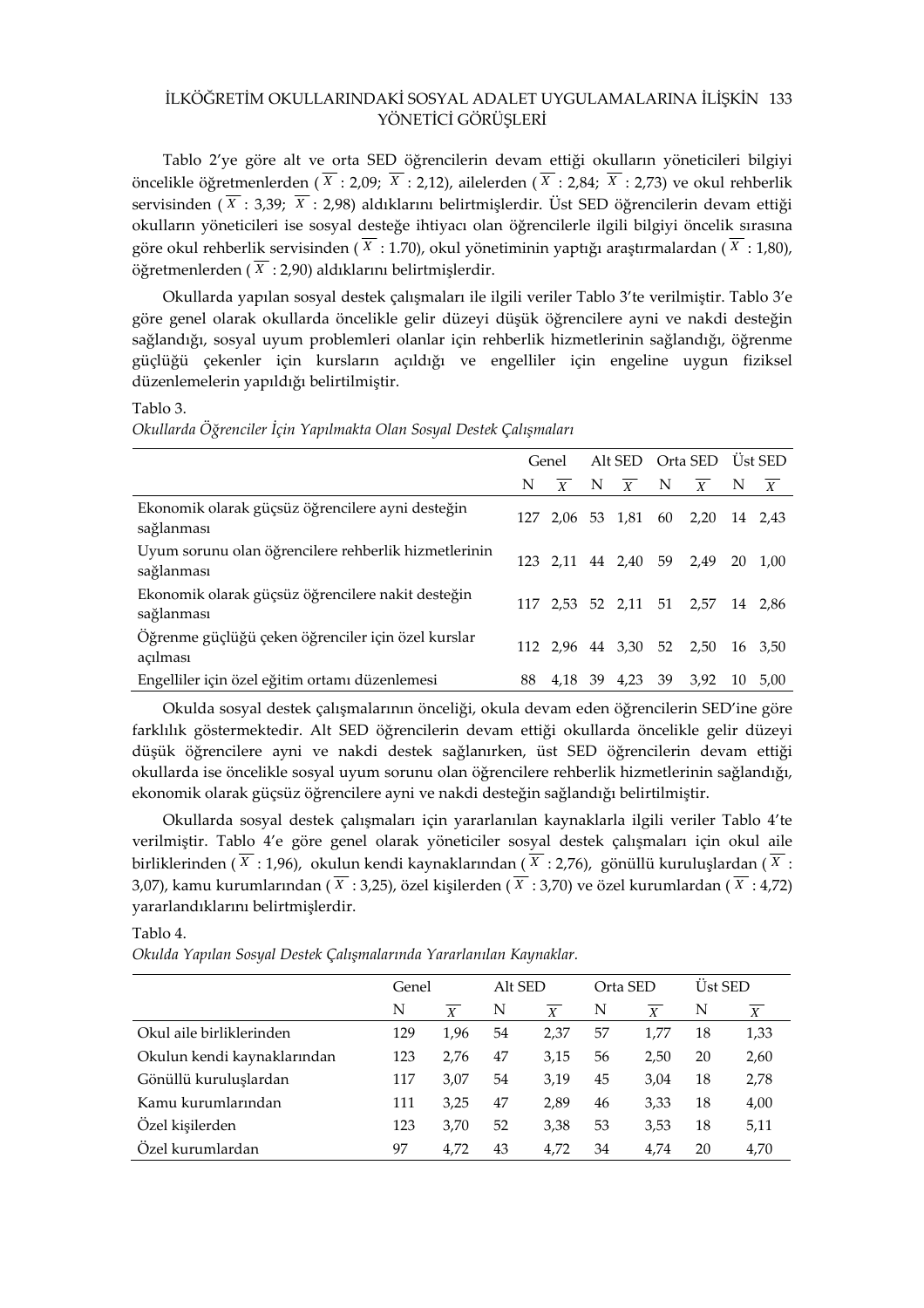Tablo 2'ye göre alt ve orta SED öğrencilerin devam ettiği okulların yöneticileri bilgiyi öncelikle öğretmenlerden ($\overline{X}$ : 2,09; $\overline{X}$ : 2,12), ailelerden ($\overline{X}$ : 2,84; $\overline{X}$ : 2,73) ve okul rehberlik servisinden ($\overline{X}$ : 3,39; $\overline{X}$ : 2,98) aldıklarını belirtmişlerdir. Üst SED öğrencilerin devam ettiği okulların yöneticileri ise sosyal desteğe ihtiyacı olan öğrencilerle ilgili bilgiyi öncelik sırasına göre okul rehberlik servisinden ($\overline{X}$ : 1.70), okul yönetiminin yaptığı araştırmalardan ($\overline{X}$ : 1,80), öğretmenlerden ($\overline{X}$ : 2,90) aldıklarını belirtmişlerdir.

Okullarda yapılan sosyal destek çalışmaları ile ilgili veriler Tablo 3'te verilmiştir. Tablo 3'e göre genel olarak okullarda öncelikle gelir düzeyi düşük öğrencilere ayni ve nakdi desteğin sağlandığı, sosyal uyum problemleri olanlar için rehberlik hizmetlerinin sağlandığı, öğrenme güçlüğü çekenler için kursların açıldığı ve engelliler için engeline uygun fiziksel düzenlemelerin yapıldığı belirtilmiştir.

Tablo 3.
*Okullarda Öğrenciler İçin Yapılmakta Olan Sosyal Destek Çalışmaları*

| | Genel | | Alt SED | | Orta SED | | Üst SED | |
|---|---|---|---|---|---|---|---|---|
| | N | $\overline{X}$ | N | $\overline{X}$ | N | $\overline{X}$ | N | $\overline{X}$ |
| Ekonomik olarak güçsüz öğrencilere ayni desteğin sağlanması | 127 | 2,06 | 53 | 1,81 | 60 | 2,20 | 14 | 2,43 |
| Uyum sorunu olan öğrencilere rehberlik hizmetlerinin sağlanması | 123 | 2,11 | 44 | 2,40 | 59 | 2,49 | 20 | 1,00 |
| Ekonomik olarak güçsüz öğrencilere nakit desteğin sağlanması | 117 | 2,53 | 52 | 2,11 | 51 | 2,57 | 14 | 2,86 |
| Öğrenme güçlüğü çeken öğrenciler için özel kurslar açılması | 112 | 2,96 | 44 | 3,30 | 52 | 2,50 | 16 | 3,50 |
| Engelliler için özel eğitim ortamı düzenlemesi | 88 | 4,18 | 39 | 4,23 | 39 | 3,92 | 10 | 5,00 |

Okulda sosyal destek çalışmalarının önceliği, okula devam eden öğrencilerin SED'ine göre farklılık göstermektedir. Alt SED öğrencilerin devam ettiği okullarda öncelikle gelir düzeyi düşük öğrencilere ayni ve nakdi destek sağlanırken, üst SED öğrencilerin devam ettiği okullarda ise öncelikle sosyal uyum sorunu olan öğrencilere rehberlik hizmetlerinin sağlandığı, ekonomik olarak güçsüz öğrencilere ayni ve nakdi desteğin sağlandığı belirtilmiştir.

Okullarda sosyal destek çalışmaları için yararlanılan kaynaklarla ilgili veriler Tablo 4'te verilmiştir. Tablo 4'e göre genel olarak yöneticiler sosyal destek çalışmaları için okul aile birliklerinden ($\overline{X}$ : 1,96), okulun kendi kaynaklarından ($\overline{X}$ : 2,76), gönüllü kuruluşlardan ($\overline{X}$ : 3,07), kamu kurumlarından ($\overline{X}$ : 3,25), özel kişilerden ($\overline{X}$ : 3,70) ve özel kurumlardan ($\overline{X}$ : 4,72) yararlandıklarını belirtmişlerdir.

Tablo 4.
*Okulda Yapılan Sosyal Destek Çalışmalarında Yararlanılan Kaynaklar.*

| | Genel | | Alt SED | | Orta SED | | Üst SED | |
|---|---|---|---|---|---|---|---|---|
| | N | $\overline{X}$ | N | $\overline{X}$ | N | $\overline{X}$ | N | $\overline{X}$ |
| Okul aile birliklerinden | 129 | 1,96 | 54 | 2,37 | 57 | 1,77 | 18 | 1,33 |
| Okulun kendi kaynaklarından | 123 | 2,76 | 47 | 3,15 | 56 | 2,50 | 20 | 2,60 |
| Gönüllü kuruluşlardan | 117 | 3,07 | 54 | 3,19 | 45 | 3,04 | 18 | 2,78 |
| Kamu kurumlarından | 111 | 3,25 | 47 | 2,89 | 46 | 3,33 | 18 | 4,00 |
| Özel kişilerden | 123 | 3,70 | 52 | 3,38 | 53 | 3,53 | 18 | 5,11 |
| Özel kurumlardan | 97 | 4,72 | 43 | 4,72 | 34 | 4,74 | 20 | 4,70 |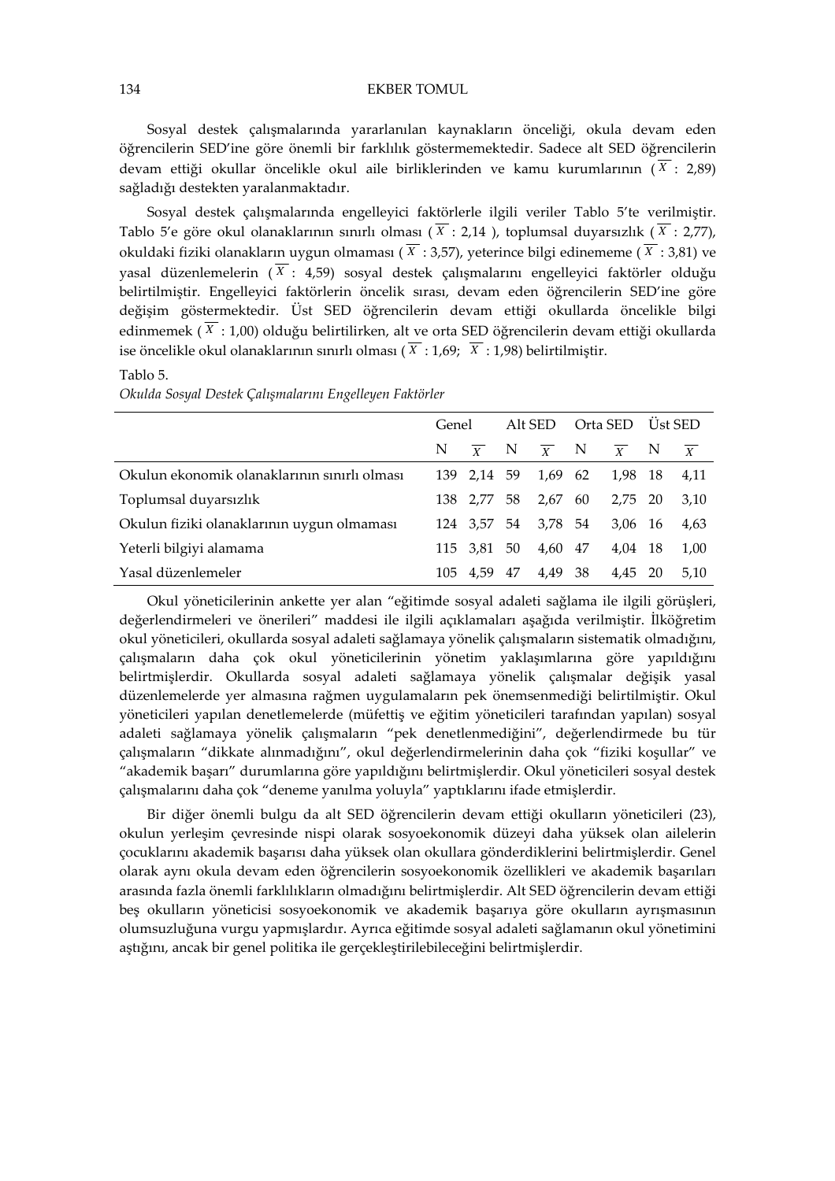Sosyal destek çalışmalarında yararlanılan kaynakların önceliği, okula devam eden öğrencilerin SED'ine göre önemli bir farklılık göstermemektedir. Sadece alt SED öğrencilerin devam ettiği okullar öncelikle okul aile birliklerinden ve kamu kurumlarının ($\overline{X}$ : 2,89) sağladığı destekten yaralanmaktadır.

Sosyal destek çalışmalarında engelleyici faktörlerle ilgili veriler Tablo 5'te verilmiştir. Tablo 5'e göre okul olanaklarının sınırlı olması ($\overline{X}$ : 2,14 ), toplumsal duyarsızlık ($\overline{X}$ : 2,77), okuldaki fiziki olanakların uygun olmaması ($\overline{X}$ : 3,57), yeterince bilgi edinememe ($\overline{X}$ : 3,81) ve yasal düzenlemelerin ($\overline{X}$ : 4,59) sosyal destek çalışmalarını engelleyici faktörler olduğu belirtilmiştir. Engelleyici faktörlerin öncelik sırası, devam eden öğrencilerin SED'ine göre değişim göstermektedir. Üst SED öğrencilerin devam ettiği okullarda öncelikle bilgi edinmemek ($\overline{X}$ : 1,00) olduğu belirtilirken, alt ve orta SED öğrencilerin devam ettiği okullarda ise öncelikle okul olanaklarının sınırlı olması ($\overline{X}$ : 1,69; $\overline{X}$ : 1,98) belirtilmiştir.

Tablo 5.

*Okulda Sosyal Destek Çalışmalarını Engelleyen Faktörler*

| | Genel | | Alt SED | | Orta SED | | Üst SED | |
|---|---|---|---|---|---|---|---|---|
| | N | $\overline{X}$ | N | $\overline{X}$ | N | $\overline{X}$ | N | $\overline{X}$ |
| Okulun ekonomik olanaklarının sınırlı olması | 139 | 2,14 | 59 | 1,69 | 62 | 1,98 | 18 | 4,11 |
| Toplumsal duyarsızlık | 138 | 2,77 | 58 | 2,67 | 60 | 2,75 | 20 | 3,10 |
| Okulun fiziki olanaklarının uygun olmaması | 124 | 3,57 | 54 | 3,78 | 54 | 3,06 | 16 | 4,63 |
| Yeterli bilgiyi alamama | 115 | 3,81 | 50 | 4,60 | 47 | 4,04 | 18 | 1,00 |
| Yasal düzenlemeler | 105 | 4,59 | 47 | 4,49 | 38 | 4,45 | 20 | 5,10 |

Okul yöneticilerinin ankette yer alan "eğitimde sosyal adaleti sağlama ile ilgili görüşleri, değerlendirmeleri ve önerileri" maddesi ile ilgili açıklamaları aşağıda verilmiştir. İlköğretim okul yöneticileri, okullarda sosyal adaleti sağlamaya yönelik çalışmaların sistematik olmadığını, çalışmaların daha çok okul yöneticilerinin yönetim yaklaşımlarına göre yapıldığını belirtmişlerdir. Okullarda sosyal adaleti sağlamaya yönelik çalışmalar değişik yasal düzenlemelerde yer almasına rağmen uygulamaların pek önemsenmediği belirtilmiştir. Okul yöneticileri yapılan denetlemelerde (müfettiş ve eğitim yöneticileri tarafından yapılan) sosyal adaleti sağlamaya yönelik çalışmaların "pek denetlenmediğini", değerlendirmede bu tür çalışmaların "dikkate alınmadığını", okul değerlendirmelerinin daha çok "fiziki koşullar" ve "akademik başarı" durumlarına göre yapıldığını belirtmişlerdir. Okul yöneticileri sosyal destek çalışmalarını daha çok "deneme yanılma yoluyla" yaptıklarını ifade etmişlerdir.

Bir diğer önemli bulgu da alt SED öğrencilerin devam ettiği okulların yöneticileri (23), okulun yerleşim çevresinde nispi olarak sosyoekonomik düzeyi daha yüksek olan ailelerin çocuklarını akademik başarısı daha yüksek olan okullara gönderdiklerini belirtmişlerdir. Genel olarak aynı okula devam eden öğrencilerin sosyoekonomik özellikleri ve akademik başarıları arasında fazla önemli farklılıkların olmadığını belirtmişlerdir. Alt SED öğrencilerin devam ettiği beş okulların yöneticisi sosyoekonomik ve akademik başarıya göre okulların ayrışmasının olumsuzluğuna vurgu yapmışlardır. Ayrıca eğitimde sosyal adaleti sağlamanın okul yönetimini aştığını, ancak bir genel politika ile gerçekleştirilebileceğini belirtmişlerdir.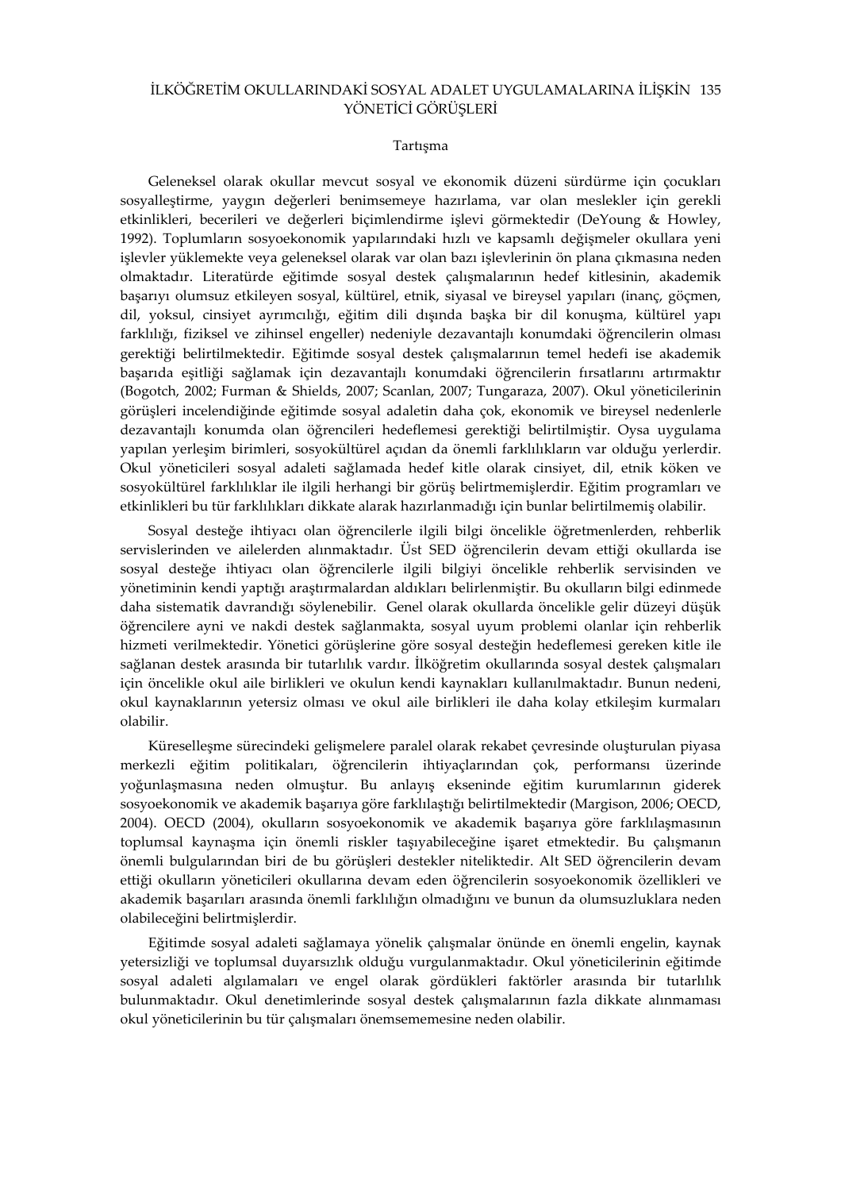## Tartışma

Geleneksel olarak okullar mevcut sosyal ve ekonomik düzeni sürdürme için çocukları sosyalleştirme, yaygın değerleri benimsemeye hazırlama, var olan meslekler için gerekli etkinlikleri, becerileri ve değerleri biçimlendirme işlevi görmektedir (DeYoung & Howley, 1992). Toplumların sosyoekonomik yapılarındaki hızlı ve kapsamlı değişmeler okullara yeni işlevler yüklemekte veya geleneksel olarak var olan bazı işlevlerinin ön plana çıkmasına neden olmaktadır. Literatürde eğitimde sosyal destek çalışmalarının hedef kitlesinin, akademik başarıyı olumsuz etkileyen sosyal, kültürel, etnik, siyasal ve bireysel yapıları (inanç, göçmen, dil, yoksul, cinsiyet ayrımcılığı, eğitim dili dışında başka bir dil konuşma, kültürel yapı farklılığı, fiziksel ve zihinsel engeller) nedeniyle dezavantajlı konumdaki öğrencilerin olması gerektiği belirtilmektedir. Eğitimde sosyal destek çalışmalarının temel hedefi ise akademik başarıda eşitliği sağlamak için dezavantajlı konumdaki öğrencilerin fırsatlarını artırmaktır (Bogotch, 2002; Furman & Shields, 2007; Scanlan, 2007; Tungaraza, 2007). Okul yöneticilerinin görüşleri incelendiğinde eğitimde sosyal adaletin daha çok, ekonomik ve bireysel nedenlerle dezavantajlı konumda olan öğrencileri hedeflemesi gerektiği belirtilmiştir. Oysa uygulama yapılan yerleşim birimleri, sosyokültürel açıdan da önemli farklılıkların var olduğu yerlerdir. Okul yöneticileri sosyal adaleti sağlamada hedef kitle olarak cinsiyet, dil, etnik köken ve sosyokültürel farklılıklar ile ilgili herhangi bir görüş belirtmemişlerdir. Eğitim programları ve etkinlikleri bu tür farklılıkları dikkate alarak hazırlanmadığı için bunlar belirtilmemiş olabilir.

Sosyal desteğe ihtiyacı olan öğrencilerle ilgili bilgi öncelikle öğretmenlerden, rehberlik servislerinden ve ailelerden alınmaktadır. Üst SED öğrencilerin devam ettiği okullarda ise sosyal desteğe ihtiyacı olan öğrencilerle ilgili bilgiyi öncelikle rehberlik servisinden ve yönetiminin kendi yaptığı araştırmalardan aldıkları belirlenmiştir. Bu okulların bilgi edinmede daha sistematik davrandığı söylenebilir. Genel olarak okullarda öncelikle gelir düzeyi düşük öğrencilere ayni ve nakdi destek sağlanmakta, sosyal uyum problemi olanlar için rehberlik hizmeti verilmektedir. Yönetici görüşlerine göre sosyal desteğin hedeflemesi gereken kitle ile sağlanan destek arasında bir tutarlılık vardır. İlköğretim okullarında sosyal destek çalışmaları için öncelikle okul aile birlikleri ve okulun kendi kaynakları kullanılmaktadır. Bunun nedeni, okul kaynaklarının yetersiz olması ve okul aile birlikleri ile daha kolay etkileşim kurmaları olabilir.

Küreselleşme sürecindeki gelişmelere paralel olarak rekabet çevresinde oluşturulan piyasa merkezli eğitim politikaları, öğrencilerin ihtiyaçlarından çok, performansı üzerinde yoğunlaşmasına neden olmuştur. Bu anlayış ekseninde eğitim kurumlarının giderek sosyoekonomik ve akademik başarıya göre farklılaştığı belirtilmektedir (Margison, 2006; OECD, 2004). OECD (2004), okulların sosyoekonomik ve akademik başarıya göre farklılaşmasının toplumsal kaynaşma için önemli riskler taşıyabileceğine işaret etmektedir. Bu çalışmanın önemli bulgularından biri de bu görüşleri destekler niteliktedir. Alt SED öğrencilerin devam ettiği okulların yöneticileri okullarına devam eden öğrencilerin sosyoekonomik özellikleri ve akademik başarıları arasında önemli farklılığın olmadığını ve bunun da olumsuzluklara neden olabileceğini belirtmişlerdir.

Eğitimde sosyal adaleti sağlamaya yönelik çalışmalar önünde en önemli engelin, kaynak yetersizliği ve toplumsal duyarsızlık olduğu vurgulanmaktadır. Okul yöneticilerinin eğitimde sosyal adalet algılamaları ve engel olarak gördükleri faktörler arasında bir tutarlılık bulunmaktadır. Okul denetimlerinde sosyal destek çalışmalarının fazla dikkate alınmaması okul yöneticilerinin bu tür çalışmaları önemsememesine neden olabilir.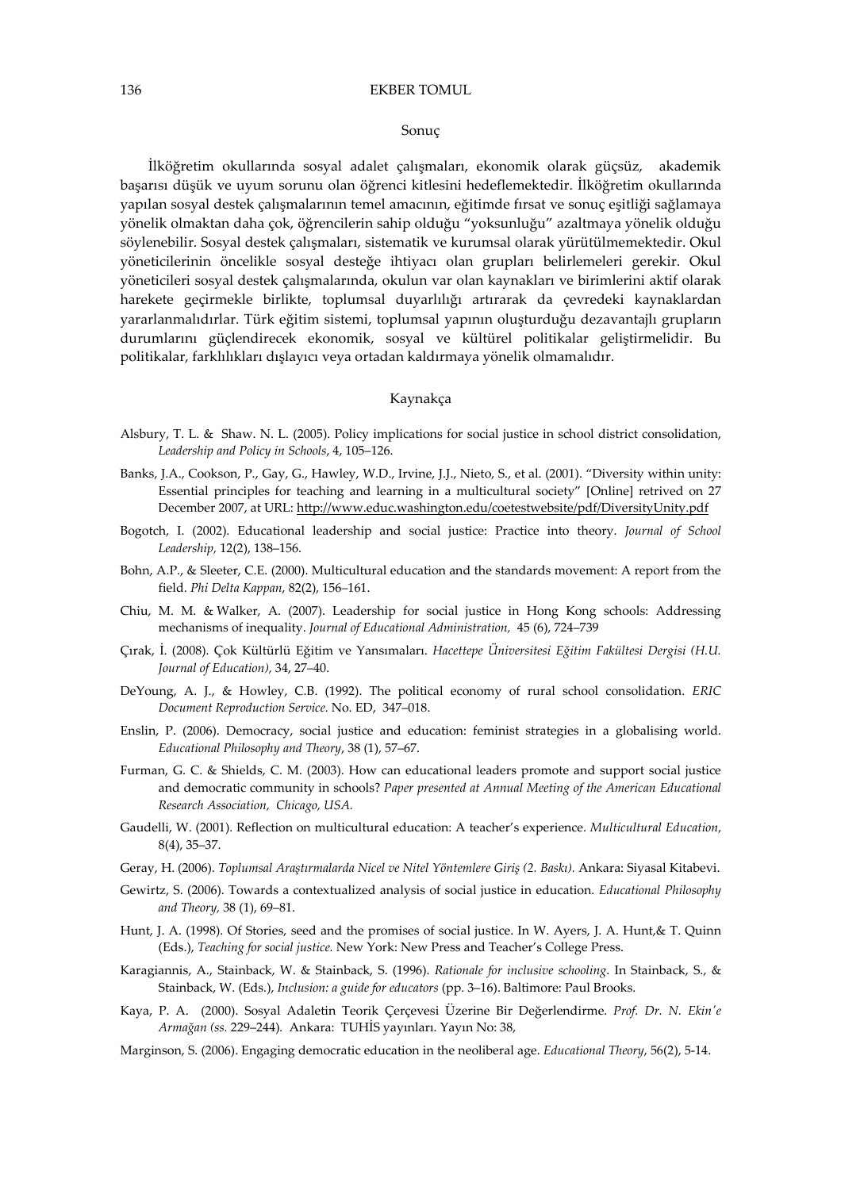## Sonuç

İlköğretim okullarında sosyal adalet çalışmaları, ekonomik olarak güçsüz, akademik başarısı düşük ve uyum sorunu olan öğrenci kitlesini hedeflemektedir. İlköğretim okullarında yapılan sosyal destek çalışmalarının temel amacının, eğitimde fırsat ve sonuç eşitliği sağlamaya yönelik olmaktan daha çok, öğrencilerin sahip olduğu "yoksunluğu" azaltmaya yönelik olduğu söylenebilir. Sosyal destek çalışmaları, sistematik ve kurumsal olarak yürütülmemektedir. Okul yöneticilerinin öncelikle sosyal desteğe ihtiyacı olan grupları belirlemeleri gerekir. Okul yöneticileri sosyal destek çalışmalarında, okulun var olan kaynakları ve birimlerini aktif olarak harekete geçirmekle birlikte, toplumsal duyarlılığı artırarak da çevredeki kaynaklardan yararlanmalıdırlar. Türk eğitim sistemi, toplumsal yapının oluşturduğu dezavantajlı grupların durumlarını güçlendirecek ekonomik, sosyal ve kültürel politikalar geliştirmelidir. Bu politikalar, farklılıkları dışlayıcı veya ortadan kaldırmaya yönelik olmamalıdır.

## Kaynakça

Alsbury, T. L. & Shaw. N. L. (2005). Policy implications for social justice in school district consolidation, *Leadership and Policy in Schools*, 4, 105–126.

Banks, J.A., Cookson, P., Gay, G., Hawley, W.D., Irvine, J.J., Nieto, S., et al. (2001). "Diversity within unity: Essential principles for teaching and learning in a multicultural society" [Online] retrived on 27 December 2007, at URL: http://www.educ.washington.edu/coetestwebsite/pdf/DiversityUnity.pdf

Bogotch, I. (2002). Educational leadership and social justice: Practice into theory. *Journal of School Leadership,* 12(2), 138–156.

Bohn, A.P., & Sleeter, C.E. (2000). Multicultural education and the standards movement: A report from the field. *Phi Delta Kappan*, 82(2), 156–161.

Chiu, M. M. & Walker, A. (2007). Leadership for social justice in Hong Kong schools: Addressing mechanisms of inequality. *Journal of Educational Administration,* 45 (6), 724–739

Çırak, İ. (2008). Çok Kültürlü Eğitim ve Yansımaları. *Hacettepe Üniversitesi Eğitim Fakültesi Dergisi (H.U. Journal of Education),* 34, 27–40.

DeYoung, A. J., & Howley, C.B. (1992). The political economy of rural school consolidation. *ERIC Document Reproduction Service.* No. ED, 347–018.

Enslin, P. (2006). Democracy, social justice and education: feminist strategies in a globalising world. *Educational Philosophy and Theory*, 38 (1), 57–67.

Furman, G. C. & Shields, C. M. (2003). How can educational leaders promote and support social justice and democratic community in schools? *Paper presented at Annual Meeting of the American Educational Research Association, Chicago, USA.*

Gaudelli, W. (2001). Reflection on multicultural education: A teacher's experience. *Multicultural Education*, 8(4), 35–37.

Geray, H. (2006). *Toplumsal Araştırmalarda Nicel ve Nitel Yöntemlere Giriş (2. Baskı).* Ankara: Siyasal Kitabevi.

Gewirtz, S. (2006). Towards a contextualized analysis of social justice in education. *Educational Philosophy and Theory,* 38 (1), 69–81.

Hunt, J. A. (1998). Of Stories, seed and the promises of social justice. In W. Ayers, J. A. Hunt,& T. Quinn (Eds.), *Teaching for social justice.* New York: New Press and Teacher's College Press.

Karagiannis, A., Stainback, W. & Stainback, S. (1996). *Rationale for inclusive schooling.* In Stainback, S., & Stainback, W. (Eds.), *Inclusion: a guide for educators* (pp. 3–16). Baltimore: Paul Brooks.

Kaya, P. A. (2000). Sosyal Adaletin Teorik Çerçevesi Üzerine Bir Değerlendirme. *Prof. Dr. N. Ekin'e Armağan (ss.* 229–244). Ankara: TUHİS yayınları. Yayın No: 38,

Marginson, S. (2006). Engaging democratic education in the neoliberal age. *Educational Theory*, 56(2), 5-14.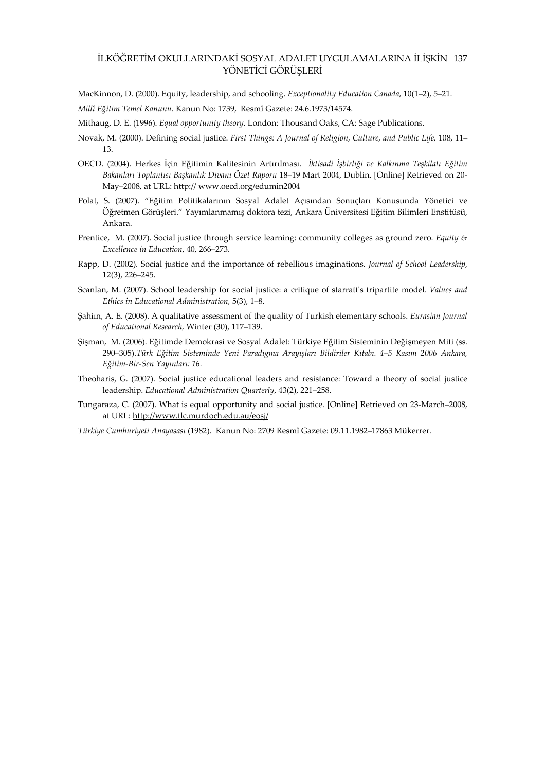MacKinnon, D. (2000). Equity, leadership, and schooling. *Exceptionality Education Canada*, 10(1–2), 5–21.

*Millî Eğitim Temel Kanunu*. Kanun No: 1739, Resmî Gazete: 24.6.1973/14574.

Mithaug, D. E. (1996). *Equal opportunity theory.* London: Thousand Oaks, CA: Sage Publications.

Novak, M. (2000). Defining social justice. *First Things: A Journal of Religion, Culture, and Public Life,* 108, 11–13.

OECD. (2004). Herkes İçin Eğitimin Kalitesinin Artırılması. *İktisadi İşbirliği ve Kalkınma Teşkilatı Eğitim Bakanları Toplantısı Başkanlık Divanı Özet Raporu* 18–19 Mart 2004, Dublin. [Online] Retrieved on 20-May–2008, at URL: http:// www.oecd.org/edumin2004

Polat, S. (2007). "Eğitim Politikalarının Sosyal Adalet Açısından Sonuçları Konusunda Yönetici ve Öğretmen Görüşleri." Yayımlanmamış doktora tezi, Ankara Üniversitesi Eğitim Bilimleri Enstitüsü, Ankara.

Prentice, M. (2007). Social justice through service learning: community colleges as ground zero. *Equity & Excellence in Education*, 40, 266–273.

Rapp, D. (2002). Social justice and the importance of rebellious imaginations. *Journal of School Leadership*, 12(3), 226–245.

Scanlan, M. (2007). School leadership for social justice: a critique of starratt's tripartite model. *Values and Ethics in Educational Administration,* 5(3), 1–8.

Şahiın, A. E. (2008). A qualitative assessment of the quality of Turkish elementary schools. *Eurasian Journal of Educational Research,* Winter (30), 117–139.

Şişman, M. (2006). Eğitimde Demokrasi ve Sosyal Adalet: Türkiye Eğitim Sisteminin Değişmeyen Miti (ss. 290–305).*Türk Eğitim Sisteminde Yeni Paradigma Arayışları Bildiriler Kitabı. 4–5 Kasım 2006 Ankara, Eğitim-Bir-Sen Yayınları: 16.*

Theoharis, G. (2007). Social justice educational leaders and resistance: Toward a theory of social justice leadership. *Educational Administration Quarterly*, 43(2), 221–258.

Tungaraza, C. (2007). What is equal opportunity and social justice. [Online] Retrieved on 23-March–2008, at URL: http://www.tlc.murdoch.edu.au/eosj/

*Türkiye Cumhuriyeti Anayasası* (1982). Kanun No: 2709 Resmî Gazete: 09.11.1982–17863 Mükerrer.